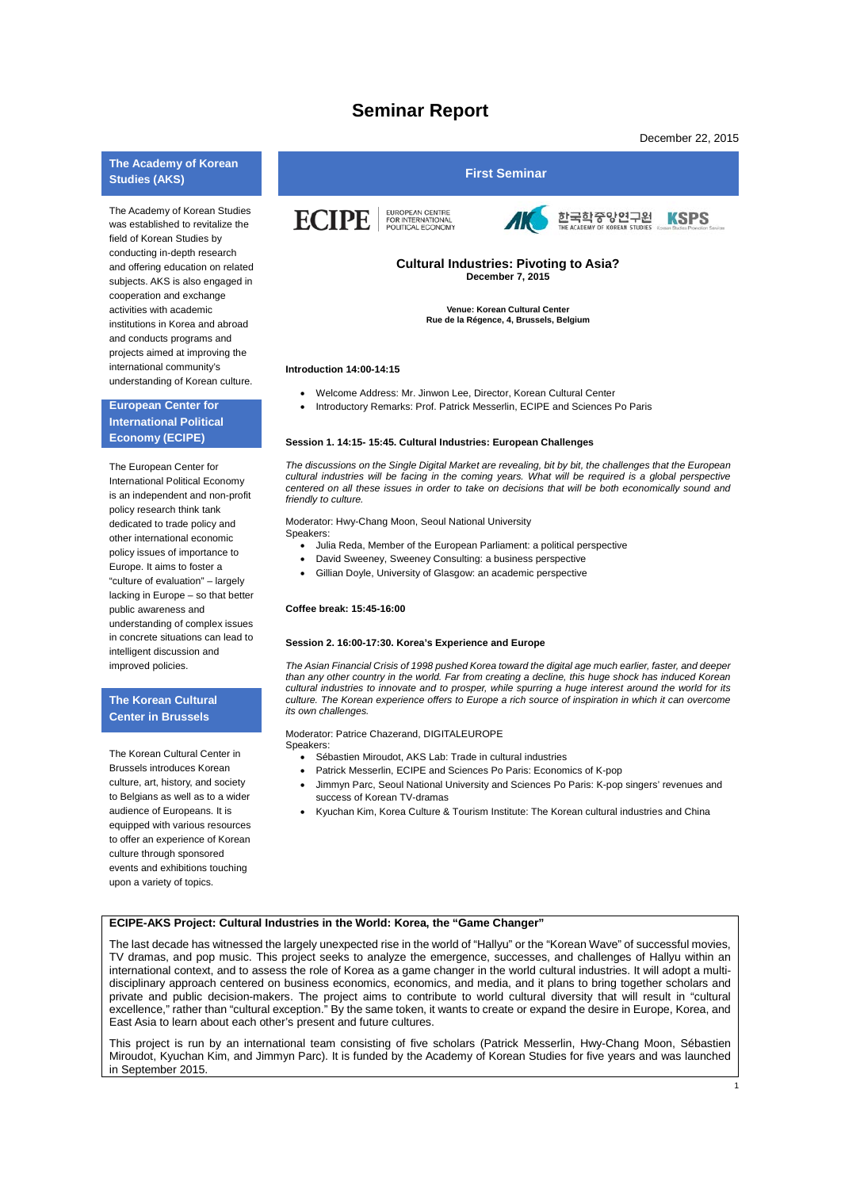# Seminar Report

December 22, 2015

## First Seminar

ECIPE | EUROPEAN CENTRE FOR INTERNATIONAL POLITICAL ECONOMY

한국학중앙연구원 THE ACADEMY OF KOREAN STUDIES | KSPS

**Cultural Industries: Pivoting to Asia?**
**December 7, 2015**

**Venue: Korean Cultural Center**
**Rue de la Régence, 4, Brussels, Belgium**

### Introduction 14:00-14:15

- Welcome Address: Mr. Jinwon Lee, Director, Korean Cultural Center
- Introductory Remarks: Prof. Patrick Messerlin, ECIPE and Sciences Po Paris

### Session 1. 14:15- 15:45. Cultural Industries: European Challenges

*The discussions on the Single Digital Market are revealing, bit by bit, the challenges that the European cultural industries will be facing in the coming years. What will be required is a global perspective centered on all these issues in order to take on decisions that will be both economically sound and friendly to culture.*

Moderator: Hwy-Chang Moon, Seoul National University
Speakers:

- Julia Reda, Member of the European Parliament: a political perspective
- David Sweeney, Sweeney Consulting: a business perspective
- Gillian Doyle, University of Glasgow: an academic perspective

### Coffee break: 15:45-16:00

### Session 2. 16:00-17:30. Korea's Experience and Europe

*The Asian Financial Crisis of 1998 pushed Korea toward the digital age much earlier, faster, and deeper than any other country in the world. Far from creating a decline, this huge shock has induced Korean cultural industries to innovate and to prosper, while spurring a huge interest around the world for its culture. The Korean experience offers to Europe a rich source of inspiration in which it can overcome its own challenges.*

Moderator: Patrice Chazerand, DIGITALEUROPE
Speakers:

- Sébastien Miroudot, AKS Lab: Trade in cultural industries
- Patrick Messerlin, ECIPE and Sciences Po Paris: Economics of K-pop
- Jimmyn Parc, Seoul National University and Sciences Po Paris: K-pop singers' revenues and success of Korean TV-dramas
- Kyuchan Kim, Korea Culture & Tourism Institute: The Korean cultural industries and China

## The Academy of Korean Studies (AKS)

The Academy of Korean Studies was established to revitalize the field of Korean Studies by conducting in-depth research and offering education on related subjects. AKS is also engaged in cooperation and exchange activities with academic institutions in Korea and abroad and conducts programs and projects aimed at improving the international community's understanding of Korean culture.

## European Center for International Political Economy (ECIPE)

The European Center for International Political Economy is an independent and non-profit policy research think tank dedicated to trade policy and other international economic policy issues of importance to Europe. It aims to foster a "culture of evaluation" – largely lacking in Europe – so that better public awareness and understanding of complex issues in concrete situations can lead to intelligent discussion and improved policies.

## The Korean Cultural Center in Brussels

The Korean Cultural Center in Brussels introduces Korean culture, art, history, and society to Belgians as well as to a wider audience of Europeans. It is equipped with various resources to offer an experience of Korean culture through sponsored events and exhibitions touching upon a variety of topics.

## ECIPE-AKS Project: Cultural Industries in the World: Korea, the "Game Changer"

The last decade has witnessed the largely unexpected rise in the world of "Hallyu" or the "Korean Wave" of successful movies, TV dramas, and pop music. This project seeks to analyze the emergence, successes, and challenges of Hallyu within an international context, and to assess the role of Korea as a game changer in the world cultural industries. It will adopt a multi-disciplinary approach centered on business economics, economics, and media, and it plans to bring together scholars and private and public decision-makers. The project aims to contribute to world cultural diversity that will result in "cultural excellence," rather than "cultural exception." By the same token, it wants to create or expand the desire in Europe, Korea, and East Asia to learn about each other's present and future cultures.

This project is run by an international team consisting of five scholars (Patrick Messerlin, Hwy-Chang Moon, Sébastien Miroudot, Kyuchan Kim, and Jimmyn Parc). It is funded by the Academy of Korean Studies for five years and was launched in September 2015.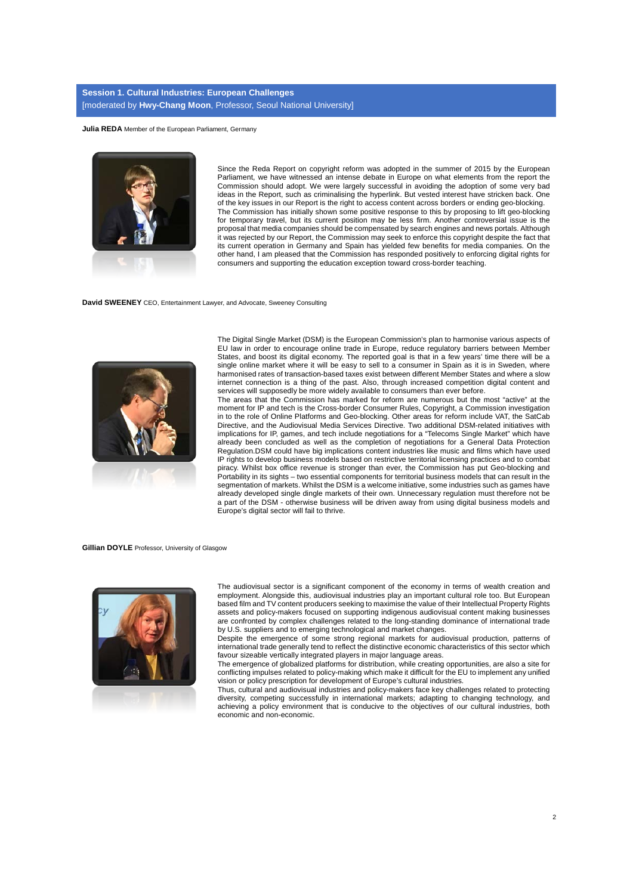## Session 1. Cultural Industries: European Challenges

[moderated by **Hwy-Chang Moon**, Professor, Seoul National University]

**Julia REDA** Member of the European Parliament, Germany

Since the Reda Report on copyright reform was adopted in the summer of 2015 by the European Parliament, we have witnessed an intense debate in Europe on what elements from the report the Commission should adopt. We were largely successful in avoiding the adoption of some very bad ideas in the Report, such as criminalising the hyperlink. But vested interest have stricken back. One of the key issues in our Report is the right to access content across borders or ending geo-blocking.
The Commission has initially shown some positive response to this by proposing to lift geo-blocking for temporary travel, but its current position may be less firm. Another controversial issue is the proposal that media companies should be compensated by search engines and news portals. Although it was rejected by our Report, the Commission may seek to enforce this copyright despite the fact that its current operation in Germany and Spain has yielded few benefits for media companies. On the other hand, I am pleased that the Commission has responded positively to enforcing digital rights for consumers and supporting the education exception toward cross-border teaching.

**David SWEENEY** CEO, Entertainment Lawyer, and Advocate, Sweeney Consulting

The Digital Single Market (DSM) is the European Commission's plan to harmonise various aspects of EU law in order to encourage online trade in Europe, reduce regulatory barriers between Member States, and boost its digital economy. The reported goal is that in a few years' time there will be a single online market where it will be easy to sell to a consumer in Spain as it is in Sweden, where harmonised rates of transaction-based taxes exist between different Member States and where a slow internet connection is a thing of the past. Also, through increased competition digital content and services will supposedly be more widely available to consumers than ever before.
The areas that the Commission has marked for reform are numerous but the most "active" at the moment for IP and tech is the Cross-border Consumer Rules, Copyright, a Commission investigation in to the role of Online Platforms and Geo-blocking. Other areas for reform include VAT, the SatCab Directive, and the Audiovisual Media Services Directive. Two additional DSM-related initiatives with implications for IP, games, and tech include negotiations for a "Telecoms Single Market" which have already been concluded as well as the completion of negotiations for a General Data Protection Regulation.DSM could have big implications content industries like music and films which have used IP rights to develop business models based on restrictive territorial licensing practices and to combat piracy. Whilst box office revenue is stronger than ever, the Commission has put Geo-blocking and Portability in its sights – two essential components for territorial business models that can result in the segmentation of markets. Whilst the DSM is a welcome initiative, some industries such as games have already developed single dingle markets of their own. Unnecessary regulation must therefore not be a part of the DSM - otherwise business will be driven away from using digital business models and Europe's digital sector will fail to thrive.

**Gillian DOYLE** Professor, University of Glasgow

The audiovisual sector is a significant component of the economy in terms of wealth creation and employment. Alongside this, audiovisual industries play an important cultural role too. But European based film and TV content producers seeking to maximise the value of their Intellectual Property Rights assets and policy-makers focused on supporting indigenous audiovisual content making businesses are confronted by complex challenges related to the long-standing dominance of international trade by U.S. suppliers and to emerging technological and market changes.
Despite the emergence of some strong regional markets for audiovisual production, patterns of international trade generally tend to reflect the distinctive economic characteristics of this sector which favour sizeable vertically integrated players in major language areas.
The emergence of globalized platforms for distribution, while creating opportunities, are also a site for conflicting impulses related to policy-making which make it difficult for the EU to implement any unified vision or policy prescription for development of Europe's cultural industries.
Thus, cultural and audiovisual industries and policy-makers face key challenges related to protecting diversity, competing successfully in international markets; adapting to changing technology, and achieving a policy environment that is conducive to the objectives of our cultural industries, both economic and non-economic.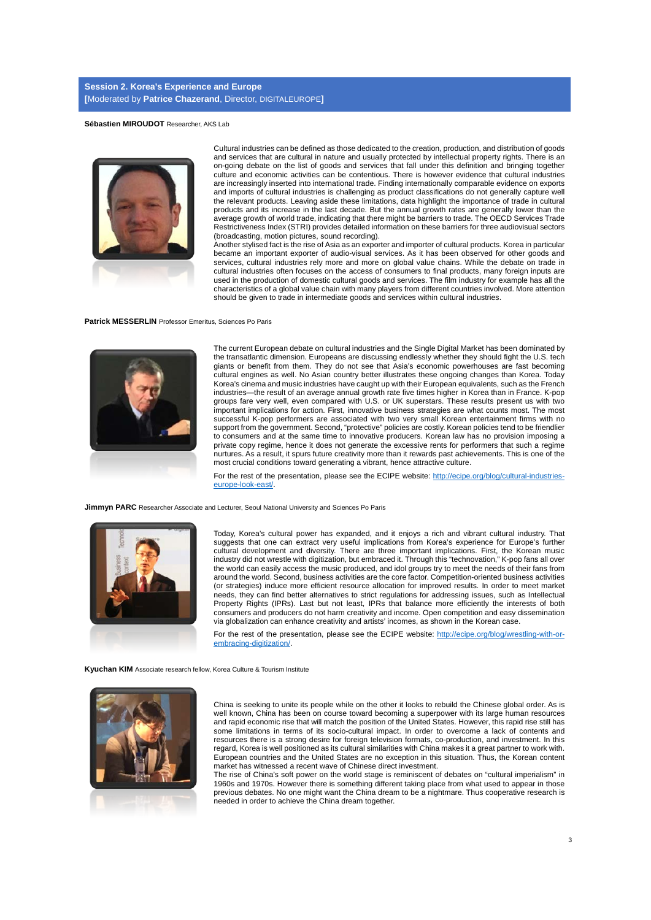## Session 2. Korea's Experience and Europe
[Moderated by **Patrice Chazerand**, Director, DIGITALEUROPE]

**Sébastien MIROUDOT** Researcher, AKS Lab

Cultural industries can be defined as those dedicated to the creation, production, and distribution of goods and services that are cultural in nature and usually protected by intellectual property rights. There is an on-going debate on the list of goods and services that fall under this definition and bringing together culture and economic activities can be contentious. There is however evidence that cultural industries are increasingly inserted into international trade. Finding internationally comparable evidence on exports and imports of cultural industries is challenging as product classifications do not generally capture well the relevant products. Leaving aside these limitations, data highlight the importance of trade in cultural products and its increase in the last decade. But the annual growth rates are generally lower than the average growth of world trade, indicating that there might be barriers to trade. The OECD Services Trade Restrictiveness Index (STRI) provides detailed information on these barriers for three audiovisual sectors (broadcasting, motion pictures, sound recording).
Another stylised fact is the rise of Asia as an exporter and importer of cultural products. Korea in particular became an important exporter of audio-visual services. As it has been observed for other goods and services, cultural industries rely more and more on global value chains. While the debate on trade in cultural industries often focuses on the access of consumers to final products, many foreign inputs are used in the production of domestic cultural goods and services. The film industry for example has all the characteristics of a global value chain with many players from different countries involved. More attention should be given to trade in intermediate goods and services within cultural industries.

**Patrick MESSERLIN** Professor Emeritus, Sciences Po Paris

The current European debate on cultural industries and the Single Digital Market has been dominated by the transatlantic dimension. Europeans are discussing endlessly whether they should fight the U.S. tech giants or benefit from them. They do not see that Asia's economic powerhouses are fast becoming cultural engines as well. No Asian country better illustrates these ongoing changes than Korea. Today Korea's cinema and music industries have caught up with their European equivalents, such as the French industries—the result of an average annual growth rate five times higher in Korea than in France. K-pop groups fare very well, even compared with U.S. or UK superstars. These results present us with two important implications for action. First, innovative business strategies are what counts most. The most successful K-pop performers are associated with two very small Korean entertainment firms with no support from the government. Second, "protective" policies are costly. Korean policies tend to be friendlier to consumers and at the same time to innovative producers. Korean law has no provision imposing a private copy regime, hence it does not generate the excessive rents for performers that such a regime nurtures. As a result, it spurs future creativity more than it rewards past achievements. This is one of the most crucial conditions toward generating a vibrant, hence attractive culture.

For the rest of the presentation, please see the ECIPE website: [http://ecipe.org/blog/cultural-industries-europe-look-east/](http://ecipe.org/blog/cultural-industries-europe-look-east/).

**Jimmyn PARC** Researcher Associate and Lecturer, Seoul National University and Sciences Po Paris

Today, Korea's cultural power has expanded, and it enjoys a rich and vibrant cultural industry. That suggests that one can extract very useful implications from Korea's experience for Europe's further cultural development and diversity. There are three important implications. First, the Korean music industry did not wrestle with digitization, but embraced it. Through this "technovation," K-pop fans all over the world can easily access the music produced, and idol groups try to meet the needs of their fans from around the world. Second, business activities are the core factor. Competition-oriented business activities (or strategies) induce more efficient resource allocation for improved results. In order to meet market needs, they can find better alternatives to strict regulations for addressing issues, such as Intellectual Property Rights (IPRs). Last but not least, IPRs that balance more efficiently the interests of both consumers and producers do not harm creativity and income. Open competition and easy dissemination via globalization can enhance creativity and artists' incomes, as shown in the Korean case.

For the rest of the presentation, please see the ECIPE website: [http://ecipe.org/blog/wrestling-with-or-embracing-digitization/](http://ecipe.org/blog/wrestling-with-or-embracing-digitization/).

**Kyuchan KIM** Associate research fellow, Korea Culture & Tourism Institute

China is seeking to unite its people while on the other it looks to rebuild the Chinese global order. As is well known, China has been on course toward becoming a superpower with its large human resources and rapid economic rise that will match the position of the United States. However, this rapid rise still has some limitations in terms of its socio-cultural impact. In order to overcome a lack of contents and resources there is a strong desire for foreign television formats, co-production, and investment. In this regard, Korea is well positioned as its cultural similarities with China makes it a great partner to work with. European countries and the United States are no exception in this situation. Thus, the Korean content market has witnessed a recent wave of Chinese direct investment.
The rise of China's soft power on the world stage is reminiscent of debates on "cultural imperialism" in 1960s and 1970s. However there is something different taking place from what used to appear in those previous debates. No one might want the China dream to be a nightmare. Thus cooperative research is needed in order to achieve the China dream together.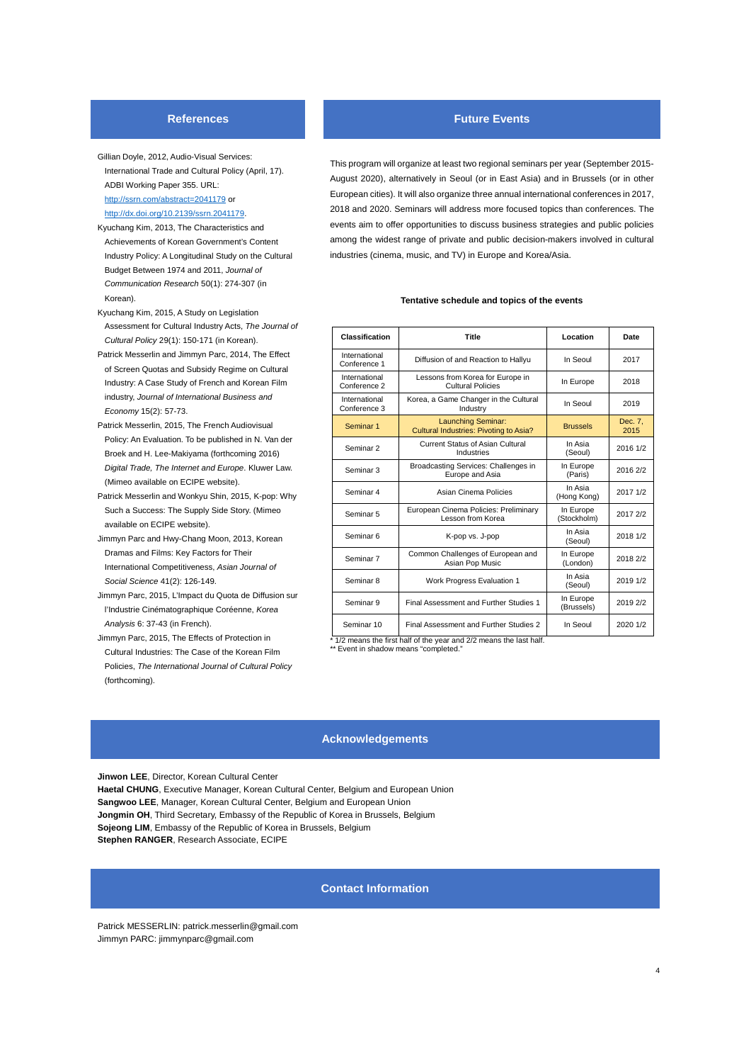## References

Gillian Doyle, 2012, Audio-Visual Services: International Trade and Cultural Policy (April, 17). ADBI Working Paper 355. URL: http://ssrn.com/abstract=2041179 or http://dx.doi.org/10.2139/ssrn.2041179.

Kyuchang Kim, 2013, The Characteristics and Achievements of Korean Government's Content Industry Policy: A Longitudinal Study on the Cultural Budget Between 1974 and 2011, *Journal of Communication Research* 50(1): 274-307 (in Korean).

Kyuchang Kim, 2015, A Study on Legislation Assessment for Cultural Industry Acts, *The Journal of Cultural Policy* 29(1): 150-171 (in Korean).

Patrick Messerlin and Jimmyn Parc, 2014, The Effect of Screen Quotas and Subsidy Regime on Cultural Industry: A Case Study of French and Korean Film industry, *Journal of International Business and Economy* 15(2): 57-73.

Patrick Messerlin, 2015, The French Audiovisual Policy: An Evaluation. To be published in N. Van der Broek and H. Lee-Makiyama (forthcoming 2016) *Digital Trade, The Internet and Europe*. Kluwer Law. (Mimeo available on ECIPE website).

Patrick Messerlin and Wonkyu Shin, 2015, K-pop: Why Such a Success: The Supply Side Story. (Mimeo available on ECIPE website).

Jimmyn Parc and Hwy-Chang Moon, 2013, Korean Dramas and Films: Key Factors for Their International Competitiveness, *Asian Journal of Social Science* 41(2): 126-149.

Jimmyn Parc, 2015, L'Impact du Quota de Diffusion sur l'Industrie Cinématographique Coréenne, *Korea Analysis* 6: 37-43 (in French).

Jimmyn Parc, 2015, The Effects of Protection in Cultural Industries: The Case of the Korean Film Policies, *The International Journal of Cultural Policy* (forthcoming).

## Future Events

This program will organize at least two regional seminars per year (September 2015-August 2020), alternatively in Seoul (or in East Asia) and in Brussels (or in other European cities). It will also organize three annual international conferences in 2017, 2018 and 2020. Seminars will address more focused topics than conferences. The events aim to offer opportunities to discuss business strategies and public policies among the widest range of private and public decision-makers involved in cultural industries (cinema, music, and TV) in Europe and Korea/Asia.

**Tentative schedule and topics of the events**

| Classification | Title | Location | Date |
|---|---|---|---|
| International Conference 1 | Diffusion of and Reaction to Hallyu | In Seoul | 2017 |
| International Conference 2 | Lessons from Korea for Europe in Cultural Policies | In Europe | 2018 |
| International Conference 3 | Korea, a Game Changer in the Cultural Industry | In Seoul | 2019 |
| Seminar 1 | Launching Seminar: Cultural Industries: Pivoting to Asia? | Brussels | Dec. 7, 2015 |
| Seminar 2 | Current Status of Asian Cultural Industries | In Asia (Seoul) | 2016 1/2 |
| Seminar 3 | Broadcasting Services: Challenges in Europe and Asia | In Europe (Paris) | 2016 2/2 |
| Seminar 4 | Asian Cinema Policies | In Asia (Hong Kong) | 2017 1/2 |
| Seminar 5 | European Cinema Policies: Preliminary Lesson from Korea | In Europe (Stockholm) | 2017 2/2 |
| Seminar 6 | K-pop vs. J-pop | In Asia (Seoul) | 2018 1/2 |
| Seminar 7 | Common Challenges of European and Asian Pop Music | In Europe (London) | 2018 2/2 |
| Seminar 8 | Work Progress Evaluation 1 | In Asia (Seoul) | 2019 1/2 |
| Seminar 9 | Final Assessment and Further Studies 1 | In Europe (Brussels) | 2019 2/2 |
| Seminar 10 | Final Assessment and Further Studies 2 | In Seoul | 2020 1/2 |

\* 1/2 means the first half of the year and 2/2 means the last half.
\*\* Event in shadow means "completed."

## Acknowledgements

**Jinwon LEE**, Director, Korean Cultural Center
**Haetal CHUNG**, Executive Manager, Korean Cultural Center, Belgium and European Union
**Sangwoo LEE**, Manager, Korean Cultural Center, Belgium and European Union
**Jongmin OH**, Third Secretary, Embassy of the Republic of Korea in Brussels, Belgium
**Sojeong LIM**, Embassy of the Republic of Korea in Brussels, Belgium
**Stephen RANGER**, Research Associate, ECIPE

## Contact Information

Patrick MESSERLIN: patrick.messerlin@gmail.com
Jimmyn PARC: jimmynparc@gmail.com